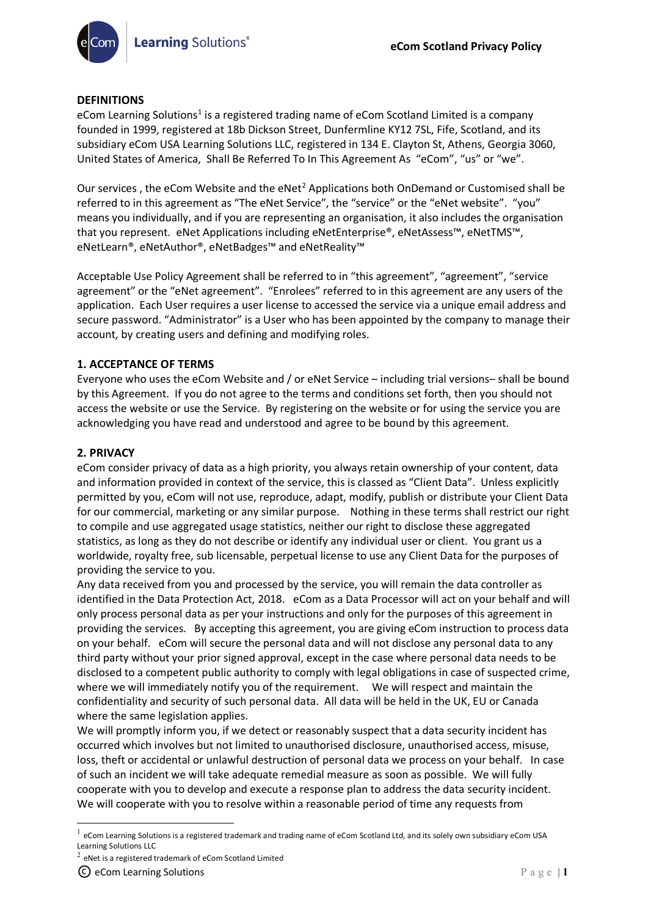## DEFINITIONS

eCom Learning Solutions[1] is a registered trading name of eCom Scotland Limited is a company founded in 1999, registered at 18b Dickson Street, Dunfermline KY12 7SL, Fife, Scotland, and its subsidiary eCom USA Learning Solutions LLC, registered in 134 E. Clayton St, Athens, Georgia 3060, United States of America, Shall Be Referred To In This Agreement As "eCom", "us" or "we".

Our services , the eCom Website and the eNet[2] Applications both OnDemand or Customised shall be referred to in this agreement as "The eNet Service", the "service" or the "eNet website". "you" means you individually, and if you are representing an organisation, it also includes the organisation that you represent. eNet Applications including eNetEnterprise®, eNetAssess™, eNetTMS™, eNetLearn®, eNetAuthor®, eNetBadges™ and eNetReality™

Acceptable Use Policy Agreement shall be referred to in "this agreement", "agreement", "service agreement" or the "eNet agreement". "Enrolees" referred to in this agreement are any users of the application. Each User requires a user license to accessed the service via a unique email address and secure password. "Administrator" is a User who has been appointed by the company to manage their account, by creating users and defining and modifying roles.

## 1. ACCEPTANCE OF TERMS

Everyone who uses the eCom Website and / or eNet Service – including trial versions– shall be bound by this Agreement. If you do not agree to the terms and conditions set forth, then you should not access the website or use the Service. By registering on the website or for using the service you are acknowledging you have read and understood and agree to be bound by this agreement.

## 2. PRIVACY

eCom consider privacy of data as a high priority, you always retain ownership of your content, data and information provided in context of the service, this is classed as "Client Data". Unless explicitly permitted by you, eCom will not use, reproduce, adapt, modify, publish or distribute your Client Data for our commercial, marketing or any similar purpose. Nothing in these terms shall restrict our right to compile and use aggregated usage statistics, neither our right to disclose these aggregated statistics, as long as they do not describe or identify any individual user or client. You grant us a worldwide, royalty free, sub licensable, perpetual license to use any Client Data for the purposes of providing the service to you.

Any data received from you and processed by the service, you will remain the data controller as identified in the Data Protection Act, 2018. eCom as a Data Processor will act on your behalf and will only process personal data as per your instructions and only for the purposes of this agreement in providing the services. By accepting this agreement, you are giving eCom instruction to process data on your behalf. eCom will secure the personal data and will not disclose any personal data to any third party without your prior signed approval, except in the case where personal data needs to be disclosed to a competent public authority to comply with legal obligations in case of suspected crime, where we will immediately notify you of the requirement. We will respect and maintain the confidentiality and security of such personal data. All data will be held in the UK, EU or Canada where the same legislation applies.

We will promptly inform you, if we detect or reasonably suspect that a data security incident has occurred which involves but not limited to unauthorised disclosure, unauthorised access, misuse, loss, theft or accidental or unlawful destruction of personal data we process on your behalf. In case of such an incident we will take adequate remedial measure as soon as possible. We will fully cooperate with you to develop and execute a response plan to address the data security incident. We will cooperate with you to resolve within a reasonable period of time any requests from

[1] eCom Learning Solutions is a registered trademark and trading name of eCom Scotland Ltd, and its solely own subsidiary eCom USA Learning Solutions LLC

[2] eNet is a registered trademark of eCom Scotland Limited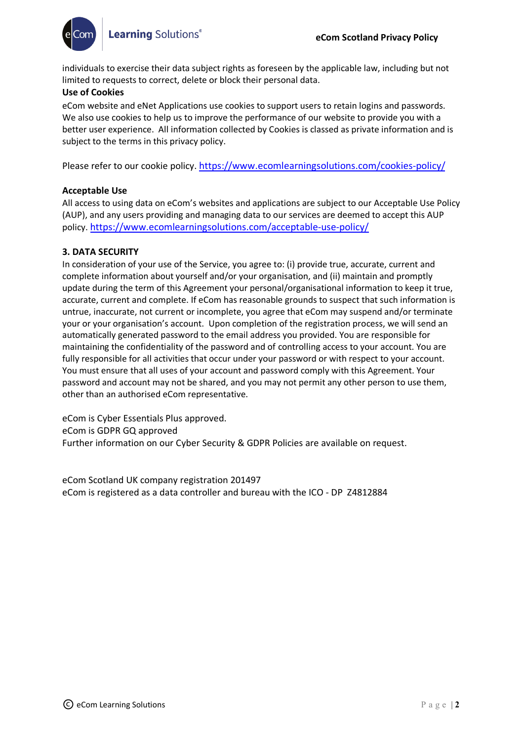individuals to exercise their data subject rights as foreseen by the applicable law, including but not limited to requests to correct, delete or block their personal data.

**Use of Cookies**

eCom website and eNet Applications use cookies to support users to retain logins and passwords. We also use cookies to help us to improve the performance of our website to provide you with a better user experience. All information collected by Cookies is classed as private information and is subject to the terms in this privacy policy.

Please refer to our cookie policy. https://www.ecomlearningsolutions.com/cookies-policy/

**Acceptable Use**

All access to using data on eCom's websites and applications are subject to our Acceptable Use Policy (AUP), and any users providing and managing data to our services are deemed to accept this AUP policy. https://www.ecomlearningsolutions.com/acceptable-use-policy/

## 3. DATA SECURITY

In consideration of your use of the Service, you agree to: (i) provide true, accurate, current and complete information about yourself and/or your organisation, and (ii) maintain and promptly update during the term of this Agreement your personal/organisational information to keep it true, accurate, current and complete. If eCom has reasonable grounds to suspect that such information is untrue, inaccurate, not current or incomplete, you agree that eCom may suspend and/or terminate your or your organisation's account. Upon completion of the registration process, we will send an automatically generated password to the email address you provided. You are responsible for maintaining the confidentiality of the password and of controlling access to your account. You are fully responsible for all activities that occur under your password or with respect to your account. You must ensure that all uses of your account and password comply with this Agreement. Your password and account may not be shared, and you may not permit any other person to use them, other than an authorised eCom representative.

eCom is Cyber Essentials Plus approved.
eCom is GDPR GQ approved
Further information on our Cyber Security & GDPR Policies are available on request.

eCom Scotland UK company registration 201497
eCom is registered as a data controller and bureau with the ICO - DP Z4812884